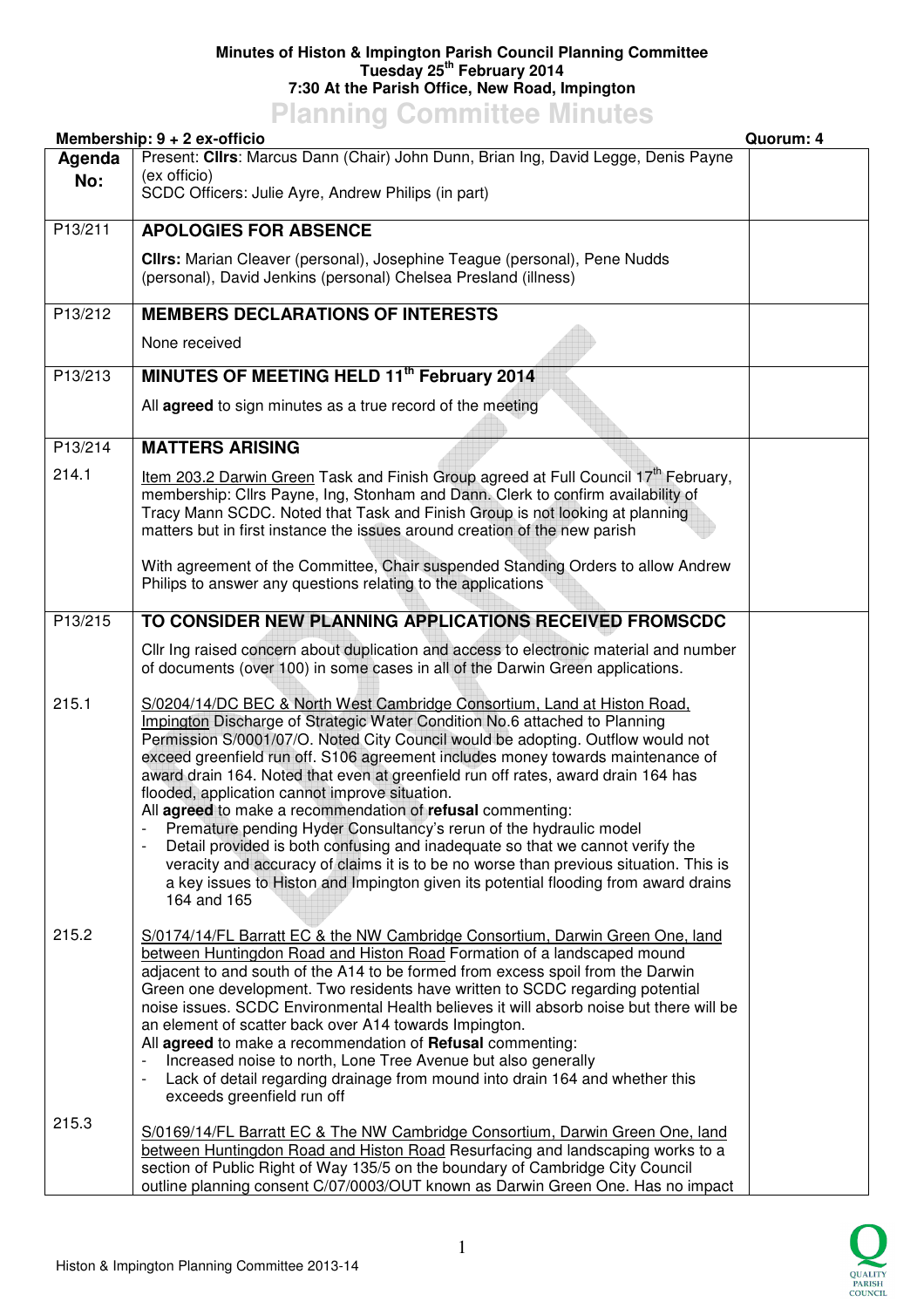**Minutes of Histon & Impington Parish Council Planning Committee**
**Tuesday 25th February 2014**
**7:30 At the Parish Office, New Road, Impington**

# Planning Committee Minutes

**Membership: 9 + 2 ex-officio** | **Quorum: 4**

| Agenda No: | | |
|---|---|---|
| | Present: **Cllrs**: Marcus Dann (Chair) John Dunn, Brian Ing, David Legge, Denis Payne (ex officio)<br>SCDC Officers: Julie Ayre, Andrew Philips (in part) | |
| P13/211 | **APOLOGIES FOR ABSENCE**<br><br>**Cllrs:** Marian Cleaver (personal), Josephine Teague (personal), Pene Nudds (personal), David Jenkins (personal) Chelsea Presland (illness) | |
| P13/212 | **MEMBERS DECLARATIONS OF INTERESTS**<br><br>None received | |
| P13/213 | **MINUTES OF MEETING HELD 11th February 2014**<br><br>All **agreed** to sign minutes as a true record of the meeting | |
| P13/214 | **MATTERS ARISING** | |
| 214.1 | Item 203.2 Darwin Green Task and Finish Group agreed at Full Council 17th February, membership: Cllrs Payne, Ing, Stonham and Dann. Clerk to confirm availability of Tracy Mann SCDC. Noted that Task and Finish Group is not looking at planning matters but in first instance the issues around creation of the new parish<br><br>With agreement of the Committee, Chair suspended Standing Orders to allow Andrew Philips to answer any questions relating to the applications | |
| P13/215 | **TO CONSIDER NEW PLANNING APPLICATIONS RECEIVED FROMSCDC**<br><br>Cllr Ing raised concern about duplication and access to electronic material and number of documents (over 100) in some cases in all of the Darwin Green applications. | |
| 215.1 | S/0204/14/DC BEC & North West Cambridge Consortium, Land at Histon Road, Impington Discharge of Strategic Water Condition No.6 attached to Planning Permission S/0001/07/O. Noted City Council would be adopting. Outflow would not exceed greenfield run off. S106 agreement includes money towards maintenance of award drain 164. Noted that even at greenfield run off rates, award drain 164 has flooded, application cannot improve situation.<br>All **agreed** to make a recommendation of **refusal** commenting:<br>- Premature pending Hyder Consultancy's rerun of the hydraulic model<br>- Detail provided is both confusing and inadequate so that we cannot verify the veracity and accuracy of claims it is to be no worse than previous situation. This is a key issues to Histon and Impington given its potential flooding from award drains 164 and 165 | |
| 215.2 | S/0174/14/FL Barratt EC & the NW Cambridge Consortium, Darwin Green One, land between Huntingdon Road and Histon Road Formation of a landscaped mound adjacent to and south of the A14 to be formed from excess spoil from the Darwin Green one development. Two residents have written to SCDC regarding potential noise issues. SCDC Environmental Health believes it will absorb noise but there will be an element of scatter back over A14 towards Impington.<br>All **agreed** to make a recommendation of **Refusal** commenting:<br>- Increased noise to north, Lone Tree Avenue but also generally<br>- Lack of detail regarding drainage from mound into drain 164 and whether this exceeds greenfield run off | |
| 215.3 | S/0169/14/FL Barratt EC & The NW Cambridge Consortium, Darwin Green One, land between Huntingdon Road and Histon Road Resurfacing and landscaping works to a section of Public Right of Way 135/5 on the boundary of Cambridge City Council outline planning consent C/07/0003/OUT known as Darwin Green One. Has no impact | |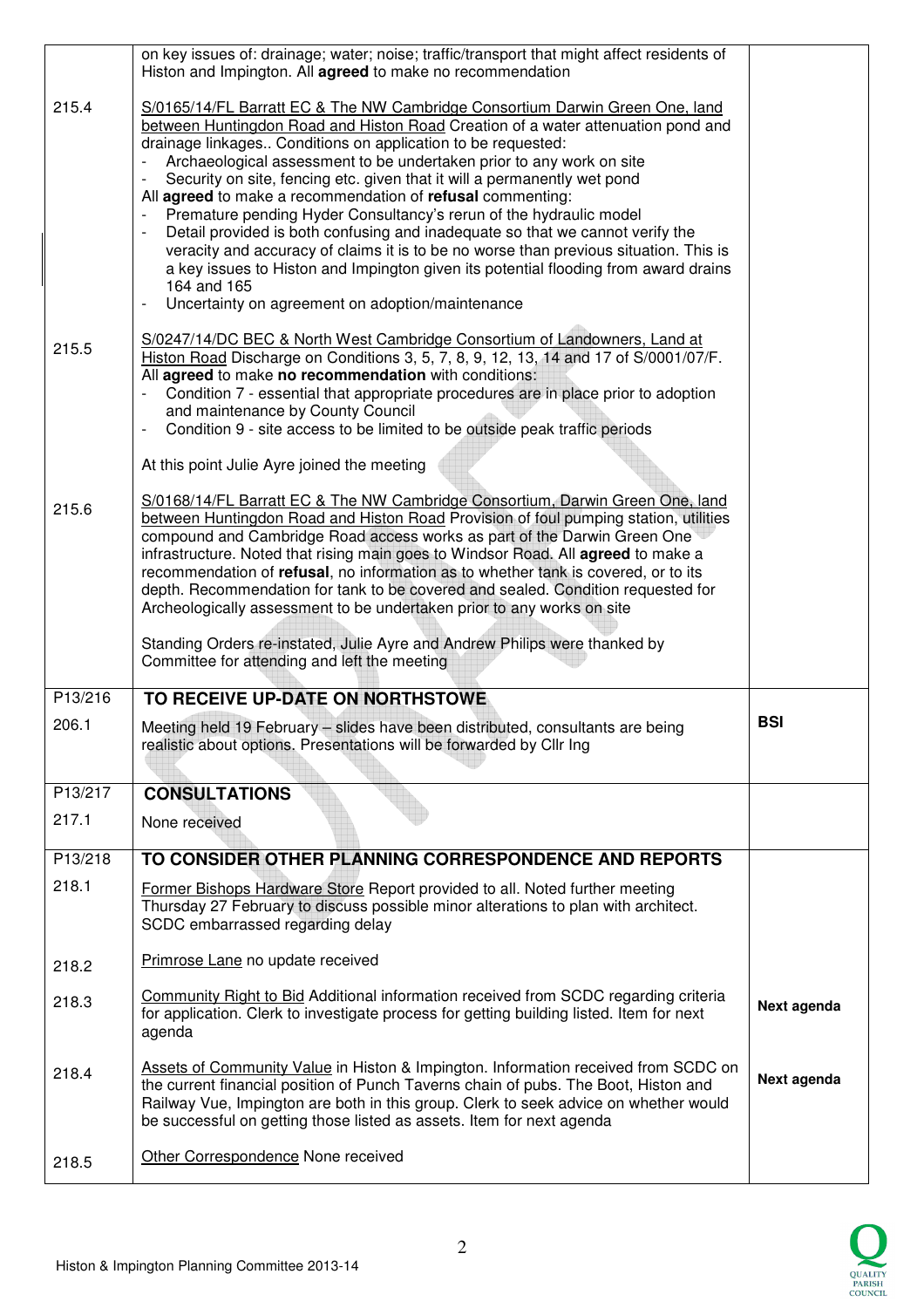| | | |
|---|---|---|
| | on key issues of: drainage; water; noise; traffic/transport that might affect residents of Histon and Impington. All **agreed** to make no recommendation | |
| 215.4 | S/0165/14/FL Barratt EC & The NW Cambridge Consortium Darwin Green One, land between Huntingdon Road and Histon Road Creation of a water attenuation pond and drainage linkages.. Conditions on application to be requested:<br>- Archaeological assessment to be undertaken prior to any work on site<br>- Security on site, fencing etc. given that it will a permanently wet pond<br>All **agreed** to make a recommendation of **refusal** commenting:<br>- Premature pending Hyder Consultancy's rerun of the hydraulic model<br>- Detail provided is both confusing and inadequate so that we cannot verify the veracity and accuracy of claims it is to be no worse than previous situation. This is a key issues to Histon and Impington given its potential flooding from award drains 164 and 165<br>- Uncertainty on agreement on adoption/maintenance | |
| 215.5 | S/0247/14/DC BEC & North West Cambridge Consortium of Landowners, Land at Histon Road Discharge on Conditions 3, 5, 7, 8, 9, 12, 13, 14 and 17 of S/0001/07/F. All **agreed** to make **no recommendation** with conditions:<br>- Condition 7 - essential that appropriate procedures are in place prior to adoption and maintenance by County Council<br>- Condition 9 - site access to be limited to be outside peak traffic periods<br><br>At this point Julie Ayre joined the meeting | |
| 215.6 | S/0168/14/FL Barratt EC & The NW Cambridge Consortium, Darwin Green One, land between Huntingdon Road and Histon Road Provision of foul pumping station, utilities compound and Cambridge Road access works as part of the Darwin Green One infrastructure. Noted that rising main goes to Windsor Road. All **agreed** to make a recommendation of **refusal**, no information as to whether tank is covered, or to its depth. Recommendation for tank to be covered and sealed. Condition requested for Archeologically assessment to be undertaken prior to any works on site<br><br>Standing Orders re-instated, Julie Ayre and Andrew Philips were thanked by Committee for attending and left the meeting | |
| P13/216 | **TO RECEIVE UP-DATE ON NORTHSTOWE** | |
| 206.1 | Meeting held 19 February – slides have been distributed, consultants are being realistic about options. Presentations will be forwarded by Cllr Ing | **BSI** |
| P13/217 | **CONSULTATIONS** | |
| 217.1 | None received | |
| P13/218 | **TO CONSIDER OTHER PLANNING CORRESPONDENCE AND REPORTS** | |
| 218.1 | Former Bishops Hardware Store Report provided to all. Noted further meeting Thursday 27 February to discuss possible minor alterations to plan with architect. SCDC embarrassed regarding delay | |
| 218.2 | Primrose Lane no update received | |
| 218.3 | Community Right to Bid Additional information received from SCDC regarding criteria for application. Clerk to investigate process for getting building listed. Item for next agenda | **Next agenda** |
| 218.4 | Assets of Community Value in Histon & Impington. Information received from SCDC on the current financial position of Punch Taverns chain of pubs. The Boot, Histon and Railway Vue, Impington are both in this group. Clerk to seek advice on whether would be successful on getting those listed as assets. Item for next agenda | **Next agenda** |
| 218.5 | Other Correspondence None received | |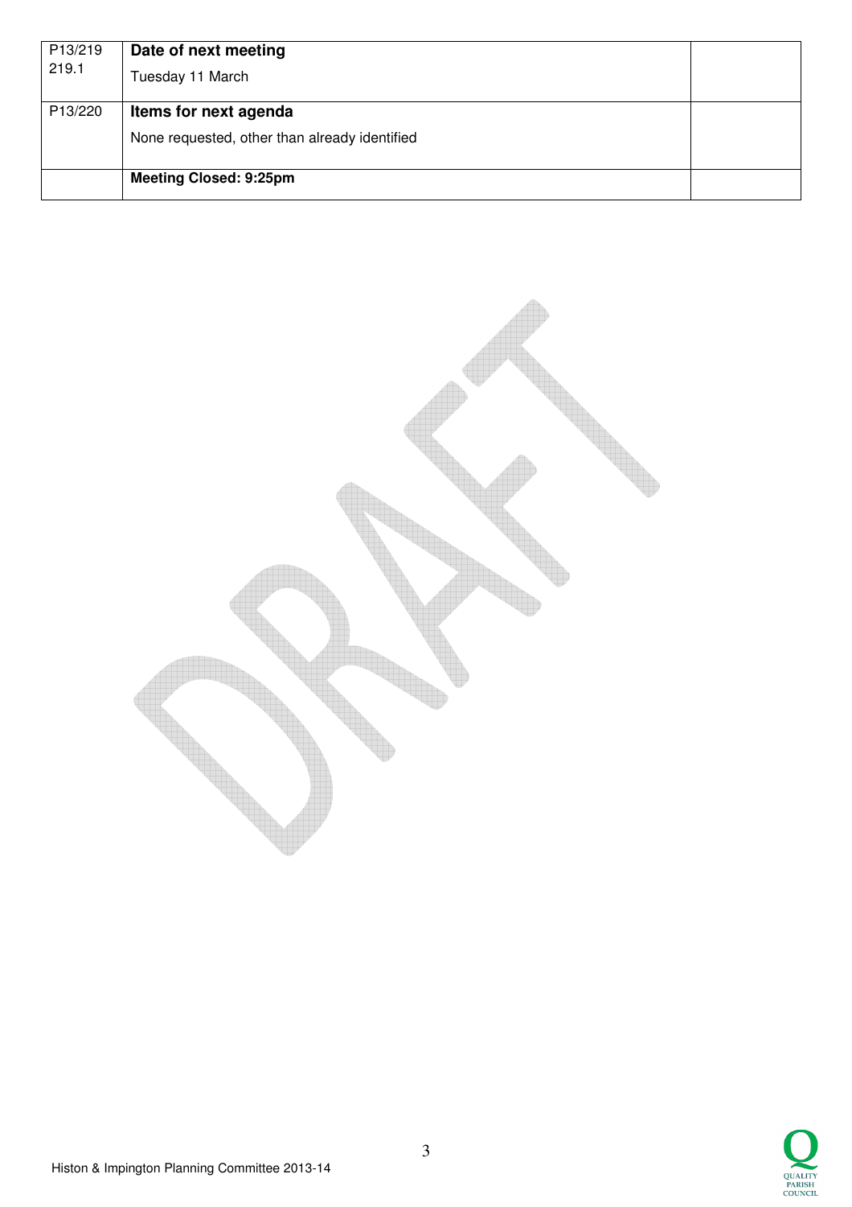| | | |
|---|---|---|
| P13/219<br>219.1 | **Date of next meeting**<br>Tuesday 11 March | |
| P13/220 | **Items for next agenda**<br>None requested, other than already identified | |
| | **Meeting Closed: 9:25pm** | |